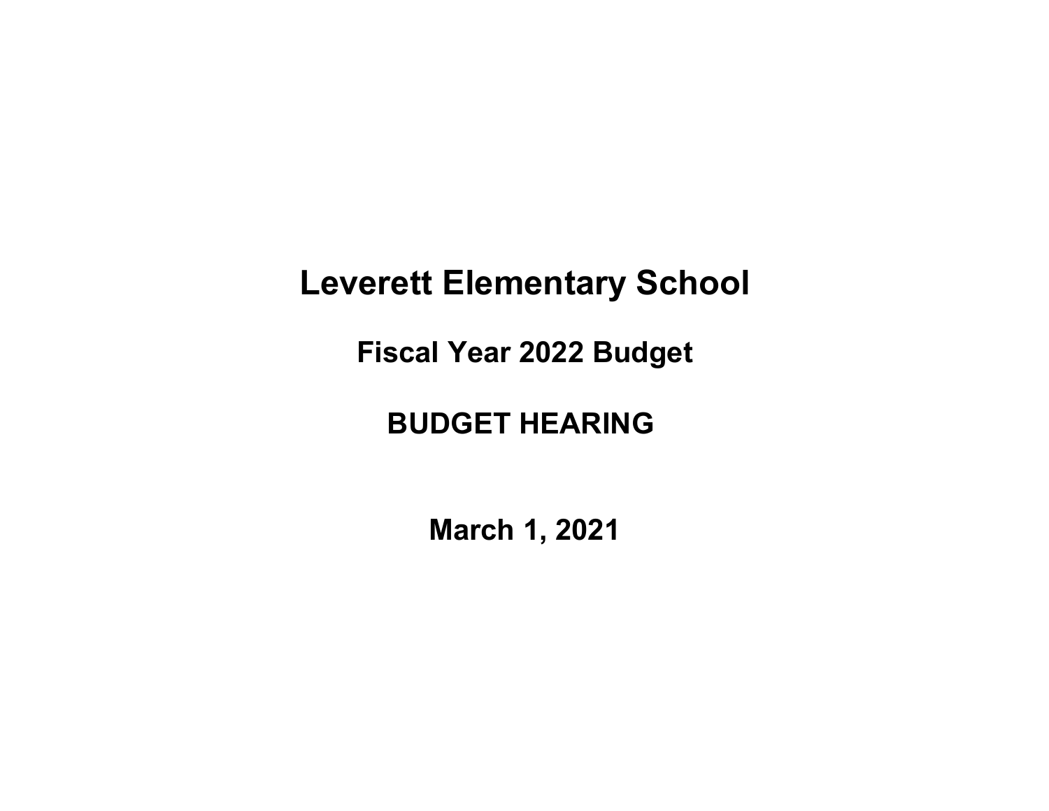# Leverett Elementary School

## Fiscal Year 2022 Budget

## BUDGET HEARING

## March 1, 2021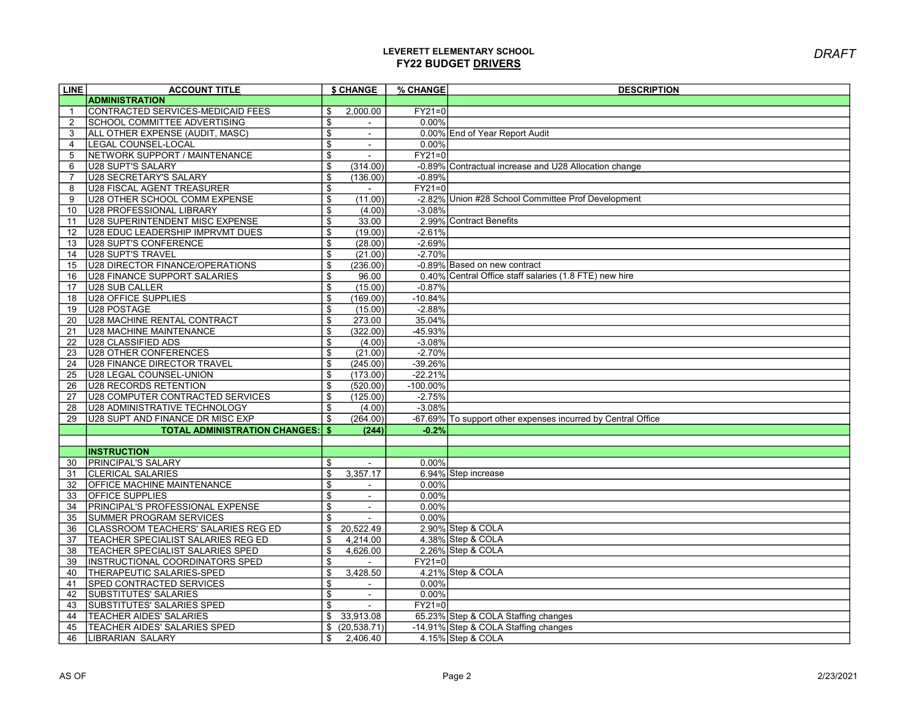# LEVERETT ELEMENTARY SCHOOL
## FY22 BUDGET DRIVERS

*DRAFT*

| LINE | ACCOUNT TITLE | $ CHANGE | % CHANGE | DESCRIPTION |
|---|---|---|---|---|
| | **ADMINISTRATION** | | | |
| 1 | CONTRACTED SERVICES-MEDICAID FEES | $ 2,000.00 | FY21=0 | |
| 2 | SCHOOL COMMITTEE ADVERTISING | $ - | 0.00% | |
| 3 | ALL OTHER EXPENSE (AUDIT, MASC) | $ - | 0.00% | End of Year Report Audit |
| 4 | LEGAL COUNSEL-LOCAL | $ - | 0.00% | |
| 5 | NETWORK SUPPORT / MAINTENANCE | $ - | FY21=0 | |
| 6 | U28 SUPT'S SALARY | $ (314.00) | -0.89% | Contractual increase and U28 Allocation change |
| 7 | U28 SECRETARY'S SALARY | $ (136.00) | -0.89% | |
| 8 | U28 FISCAL AGENT TREASURER | $ - | FY21=0 | |
| 9 | U28 OTHER SCHOOL COMM EXPENSE | $ (11.00) | -2.82% | Union #28 School Committee Prof Development |
| 10 | U28 PROFESSIONAL LIBRARY | $ (4.00) | -3.08% | |
| 11 | U28 SUPERINTENDENT MISC EXPENSE | $ 33.00 | 2.99% | Contract Benefits |
| 12 | U28 EDUC LEADERSHIP IMPRVMT DUES | $ (19.00) | -2.61% | |
| 13 | U28 SUPT'S CONFERENCE | $ (28.00) | -2.69% | |
| 14 | U28 SUPT'S TRAVEL | $ (21.00) | -2.70% | |
| 15 | U28 DIRECTOR FINANCE/OPERATIONS | $ (236.00) | -0.89% | Based on new contract |
| 16 | U28 FINANCE SUPPORT SALARIES | $ 96.00 | 0.40% | Central Office staff salaries (1.8 FTE) new hire |
| 17 | U28 SUB CALLER | $ (15.00) | -0.87% | |
| 18 | U28 OFFICE SUPPLIES | $ (169.00) | -10.84% | |
| 19 | U28 POSTAGE | $ (15.00) | -2.88% | |
| 20 | U28 MACHINE RENTAL CONTRACT | $ 273.00 | 35.04% | |
| 21 | U28 MACHINE MAINTENANCE | $ (322.00) | -45.93% | |
| 22 | U28 CLASSIFIED ADS | $ (4.00) | -3.08% | |
| 23 | U28 OTHER CONFERENCES | $ (21.00) | -2.70% | |
| 24 | U28 FINANCE DIRECTOR TRAVEL | $ (245.00) | -39.26% | |
| 25 | U28 LEGAL COUNSEL-UNION | $ (173.00) | -22.21% | |
| 26 | U28 RECORDS RETENTION | $ (520.00) | -100.00% | |
| 27 | U28 COMPUTER CONTRACTED SERVICES | $ (125.00) | -2.75% | |
| 28 | U28 ADMINISTRATIVE TECHNOLOGY | $ (4.00) | -3.08% | |
| 29 | U28 SUPT AND FINANCE DR MISC EXP | $ (264.00) | -67.69% | To support other expenses incurred by Central Office |
| | **TOTAL ADMINISTRATION CHANGES:** | **$ (244)** | **-0.2%** | |
| | | | | |
| | **INSTRUCTION** | | | |
| 30 | PRINCIPAL'S SALARY | $ - | 0.00% | |
| 31 | CLERICAL SALARIES | $ 3,357.17 | 6.94% | Step increase |
| 32 | OFFICE MACHINE MAINTENANCE | $ - | 0.00% | |
| 33 | OFFICE SUPPLIES | $ - | 0.00% | |
| 34 | PRINCIPAL'S PROFESSIONAL EXPENSE | $ - | 0.00% | |
| 35 | SUMMER PROGRAM SERVICES | $ - | 0.00% | |
| 36 | CLASSROOM TEACHERS' SALARIES REG ED | $ 20,522.49 | 2.90% | Step & COLA |
| 37 | TEACHER SPECIALIST SALARIES REG ED | $ 4,214.00 | 4.38% | Step & COLA |
| 38 | TEACHER SPECIALIST SALARIES SPED | $ 4,626.00 | 2.26% | Step & COLA |
| 39 | INSTRUCTIONAL COORDINATORS SPED | $ - | FY21=0 | |
| 40 | THERAPEUTIC SALARIES-SPED | $ 3,428.50 | 4.21% | Step & COLA |
| 41 | SPED CONTRACTED SERVICES | $ - | 0.00% | |
| 42 | SUBSTITUTES' SALARIES | $ - | 0.00% | |
| 43 | SUBSTITUTES' SALARIES SPED | $ - | FY21=0 | |
| 44 | TEACHER AIDES' SALARIES | $ 33,913.08 | 65.23% | Step & COLA Staffing changes |
| 45 | TEACHER AIDES' SALARIES SPED | $ (20,538.71) | -14.91% | Step & COLA Staffing changes |
| 46 | LIBRARIAN SALARY | $ 2,406.40 | 4.15% | Step & COLA |

AS OF 2/23/2021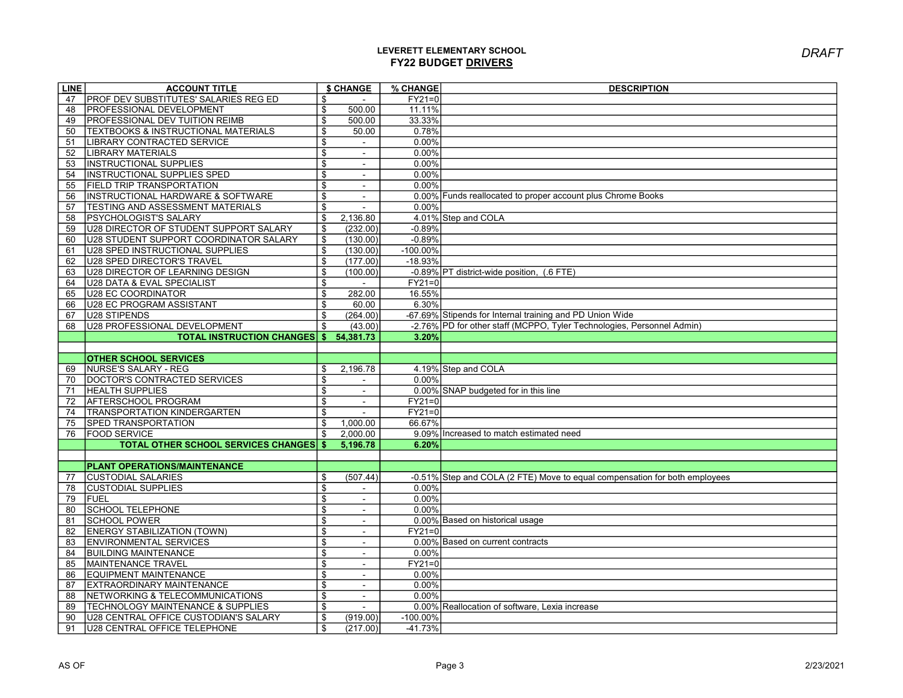**LEVERETT ELEMENTARY SCHOOL**
**FY22 BUDGET DRIVERS**

*DRAFT*

| LINE | ACCOUNT TITLE | $ CHANGE | % CHANGE | DESCRIPTION |
|---|---|---|---|---|
| 47 | PROF DEV SUBSTITUTES' SALARIES REG ED | $ - | FY21=0 | |
| 48 | PROFESSIONAL DEVELOPMENT | $ 500.00 | 11.11% | |
| 49 | PROFESSIONAL DEV TUITION REIMB | $ 500.00 | 33.33% | |
| 50 | TEXTBOOKS & INSTRUCTIONAL MATERIALS | $ 50.00 | 0.78% | |
| 51 | LIBRARY CONTRACTED SERVICE | $ - | 0.00% | |
| 52 | LIBRARY MATERIALS | $ - | 0.00% | |
| 53 | INSTRUCTIONAL SUPPLIES | $ - | 0.00% | |
| 54 | INSTRUCTIONAL SUPPLIES SPED | $ - | 0.00% | |
| 55 | FIELD TRIP TRANSPORTATION | $ - | 0.00% | |
| 56 | INSTRUCTIONAL HARDWARE & SOFTWARE | $ - | 0.00% | Funds reallocated to proper account plus Chrome Books |
| 57 | TESTING AND ASSESSMENT MATERIALS | $ - | 0.00% | |
| 58 | PSYCHOLOGIST'S SALARY | $ 2,136.80 | 4.01% | Step and COLA |
| 59 | U28 DIRECTOR OF STUDENT SUPPORT SALARY | $ (232.00) | -0.89% | |
| 60 | U28 STUDENT SUPPORT COORDINATOR SALARY | $ (130.00) | -0.89% | |
| 61 | U28 SPED INSTRUCTIONAL SUPPLIES | $ (130.00) | -100.00% | |
| 62 | U28 SPED DIRECTOR'S TRAVEL | $ (177.00) | -18.93% | |
| 63 | U28 DIRECTOR OF LEARNING DESIGN | $ (100.00) | -0.89% | PT district-wide position, (.6 FTE) |
| 64 | U28 DATA & EVAL SPECIALIST | $ - | FY21=0 | |
| 65 | U28 EC COORDINATOR | $ 282.00 | 16.55% | |
| 66 | U28 EC PROGRAM ASSISTANT | $ 60.00 | 6.30% | |
| 67 | U28 STIPENDS | $ (264.00) | -67.69% | Stipends for Internal training and PD Union Wide |
| 68 | U28 PROFESSIONAL DEVELOPMENT | $ (43.00) | -2.76% | PD for other staff (MCPPO, Tyler Technologies, Personnel Admin) |
| | **TOTAL INSTRUCTION CHANGES** | **$ 54,381.73** | **3.20%** | |
| | | | | |
| | **OTHER SCHOOL SERVICES** | | | |
| 69 | NURSE'S SALARY - REG | $ 2,196.78 | 4.19% | Step and COLA |
| 70 | DOCTOR'S CONTRACTED SERVICES | $ - | 0.00% | |
| 71 | HEALTH SUPPLIES | $ - | 0.00% | SNAP budgeted for in this line |
| 72 | AFTERSCHOOL PROGRAM | $ - | FY21=0 | |
| 74 | TRANSPORTATION KINDERGARTEN | $ - | FY21=0 | |
| 75 | SPED TRANSPORTATION | $ 1,000.00 | 66.67% | |
| 76 | FOOD SERVICE | $ 2,000.00 | 9.09% | Increased to match estimated need |
| | **TOTAL OTHER SCHOOL SERVICES CHANGES** | **$ 5,196.78** | **6.20%** | |
| | | | | |
| | **PLANT OPERATIONS/MAINTENANCE** | | | |
| 77 | CUSTODIAL SALARIES | $ (507.44) | -0.51% | Step and COLA (2 FTE) Move to equal compensation for both employees |
| 78 | CUSTODIAL SUPPLIES | $ - | 0.00% | |
| 79 | FUEL | $ - | 0.00% | |
| 80 | SCHOOL TELEPHONE | $ - | 0.00% | |
| 81 | SCHOOL POWER | $ - | 0.00% | Based on historical usage |
| 82 | ENERGY STABILIZATION (TOWN) | $ - | FY21=0 | |
| 83 | ENVIRONMENTAL SERVICES | $ - | 0.00% | Based on current contracts |
| 84 | BUILDING MAINTENANCE | $ - | 0.00% | |
| 85 | MAINTENANCE TRAVEL | $ - | FY21=0 | |
| 86 | EQUIPMENT MAINTENANCE | $ - | 0.00% | |
| 87 | EXTRAORDINARY MAINTENANCE | $ - | 0.00% | |
| 88 | NETWORKING & TELECOMMUNICATIONS | $ - | 0.00% | |
| 89 | TECHNOLOGY MAINTENANCE & SUPPLIES | $ - | 0.00% | Reallocation of software, Lexia increase |
| 90 | U28 CENTRAL OFFICE CUSTODIAN'S SALARY | $ (919.00) | -100.00% | |
| 91 | U28 CENTRAL OFFICE TELEPHONE | $ (217.00) | -41.73% | |

AS OF 2/23/2021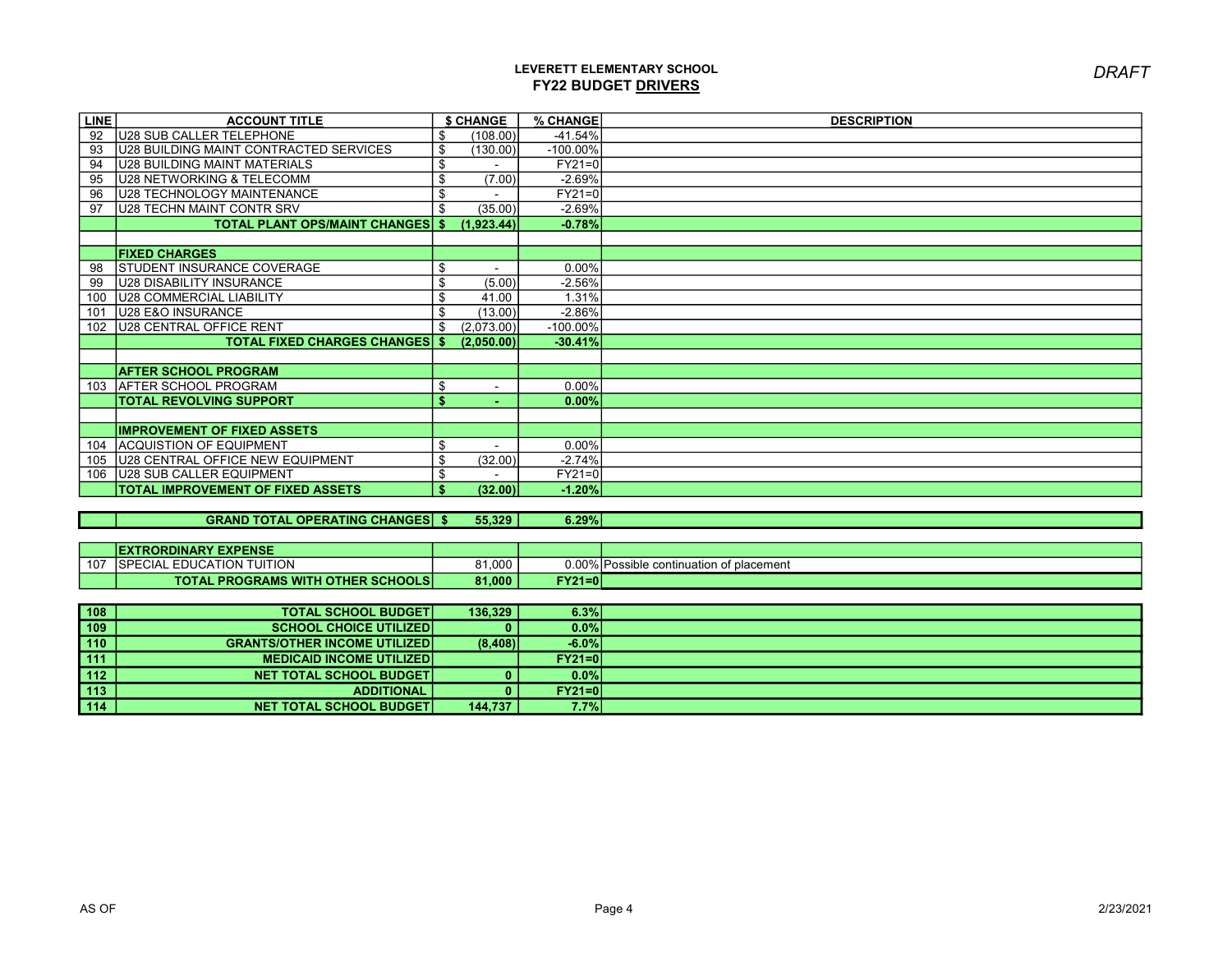LEVERETT ELEMENTARY SCHOOL

**FY22 BUDGET DRIVERS**

*DRAFT*

| LINE | ACCOUNT TITLE | $ CHANGE | % CHANGE | DESCRIPTION |
|---|---|---|---|---|
| 92 | U28 SUB CALLER TELEPHONE | $ (108.00) | -41.54% | |
| 93 | U28 BUILDING MAINT CONTRACTED SERVICES | $ (130.00) | -100.00% | |
| 94 | U28 BUILDING MAINT MATERIALS | $ - | FY21=0 | |
| 95 | U28 NETWORKING & TELECOMM | $ (7.00) | -2.69% | |
| 96 | U28 TECHNOLOGY MAINTENANCE | $ - | FY21=0 | |
| 97 | U28 TECHN MAINT CONTR SRV | $ (35.00) | -2.69% | |
| | **TOTAL PLANT OPS/MAINT CHANGES** | **$ (1,923.44)** | **-0.78%** | |
| | | | | |
| | **FIXED CHARGES** | | | |
| 98 | STUDENT INSURANCE COVERAGE | $ - | 0.00% | |
| 99 | U28 DISABILITY INSURANCE | $ (5.00) | -2.56% | |
| 100 | U28 COMMERCIAL LIABILITY | $ 41.00 | 1.31% | |
| 101 | U28 E&O INSURANCE | $ (13.00) | -2.86% | |
| 102 | U28 CENTRAL OFFICE RENT | $ (2,073.00) | -100.00% | |
| | **TOTAL FIXED CHARGES CHANGES** | **$ (2,050.00)** | **-30.41%** | |
| | | | | |
| | **AFTER SCHOOL PROGRAM** | | | |
| 103 | AFTER SCHOOL PROGRAM | $ - | 0.00% | |
| | **TOTAL REVOLVING SUPPORT** | **$ -** | **0.00%** | |
| | | | | |
| | **IMPROVEMENT OF FIXED ASSETS** | | | |
| 104 | ACQUISTION OF EQUIPMENT | $ - | 0.00% | |
| 105 | U28 CENTRAL OFFICE NEW EQUIPMENT | $ (32.00) | -2.74% | |
| 106 | U28 SUB CALLER EQUIPMENT | $ - | FY21=0 | |
| | **TOTAL IMPROVEMENT OF FIXED ASSETS** | **$ (32.00)** | **-1.20%** | |
| | | | | |
| | **GRAND TOTAL OPERATING CHANGES** | **$ 55,329** | **6.29%** | |
| | | | | |
| | **EXTRORDINARY EXPENSE** | | | |
| 107 | SPECIAL EDUCATION TUITION | 81,000 | 0.00% | Possible continuation of placement |
| | **TOTAL PROGRAMS WITH OTHER SCHOOLS** | **81,000** | **FY21=0** | |
| | | | | |
| **108** | **TOTAL SCHOOL BUDGET** | **136,329** | **6.3%** | |
| **109** | **SCHOOL CHOICE UTILIZED** | **0** | **0.0%** | |
| **110** | **GRANTS/OTHER INCOME UTILIZED** | **(8,408)** | **-6.0%** | |
| **111** | **MEDICAID INCOME UTILIZED** | | **FY21=0** | |
| **112** | **NET TOTAL SCHOOL BUDGET** | **0** | **0.0%** | |
| **113** | **ADDITIONAL** | **0** | **FY21=0** | |
| **114** | **NET TOTAL SCHOOL BUDGET** | **144,737** | **7.7%** | |

AS OF 2/23/2021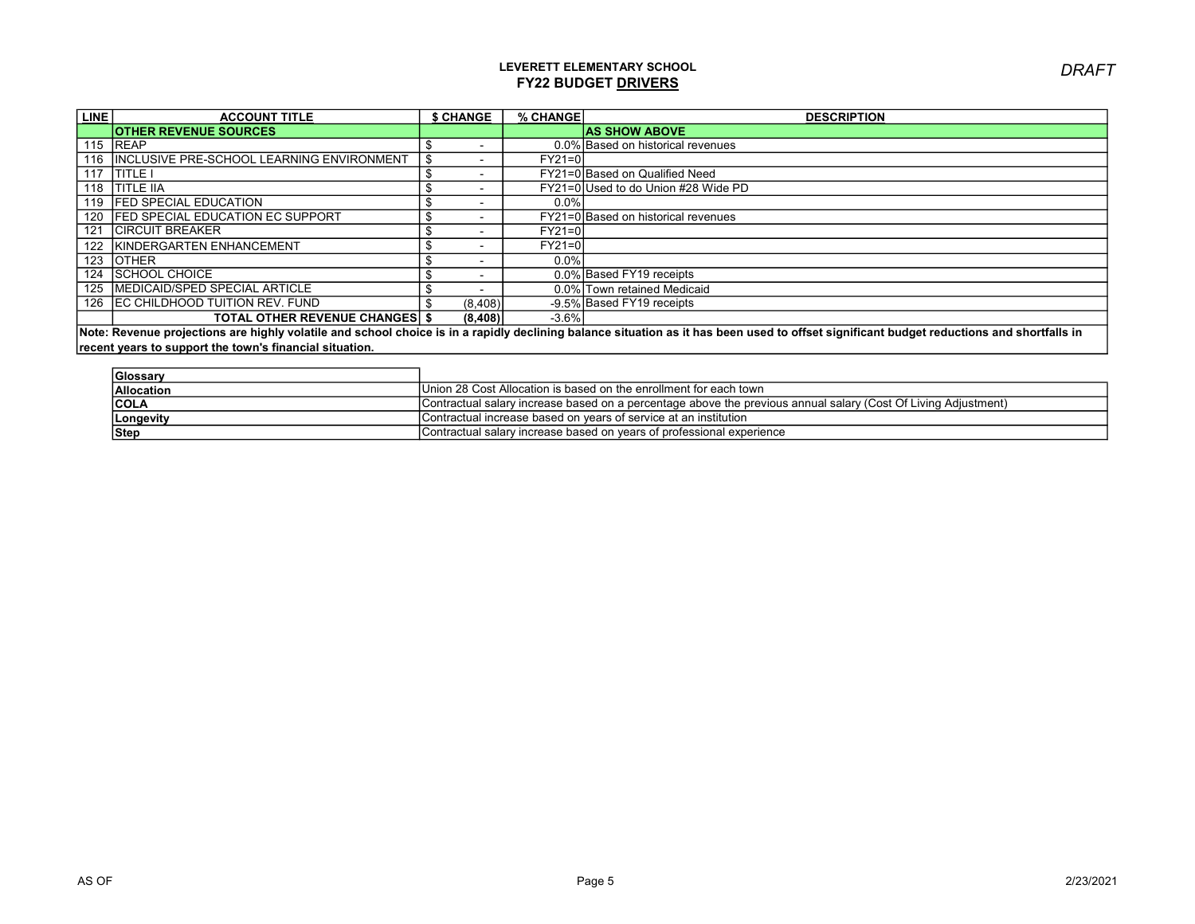## LEVERETT ELEMENTARY SCHOOL
## FY22 BUDGET DRIVERS

*DRAFT*

| LINE | ACCOUNT TITLE | $ CHANGE | % CHANGE | DESCRIPTION |
|---|---|---|---|---|
| | **OTHER REVENUE SOURCES** | | | **AS SHOW ABOVE** |
| 115 | REAP | $ - | 0.0% | Based on historical revenues |
| 116 | INCLUSIVE PRE-SCHOOL LEARNING ENVIRONMENT | $ - | FY21=0 | |
| 117 | TITLE I | $ - | FY21=0 | Based on Qualified Need |
| 118 | TITLE IIA | $ - | FY21=0 | Used to do Union #28 Wide PD |
| 119 | FED SPECIAL EDUCATION | $ - | 0.0% | |
| 120 | FED SPECIAL EDUCATION EC SUPPORT | $ - | FY21=0 | Based on historical revenues |
| 121 | CIRCUIT BREAKER | $ - | FY21=0 | |
| 122 | KINDERGARTEN ENHANCEMENT | $ - | FY21=0 | |
| 123 | OTHER | $ - | 0.0% | |
| 124 | SCHOOL CHOICE | $ - | 0.0% | Based FY19 receipts |
| 125 | MEDICAID/SPED SPECIAL ARTICLE | $ - | 0.0% | Town retained Medicaid |
| 126 | EC CHILDHOOD TUITION REV. FUND | $ (8,408) | -9.5% | Based FY19 receipts |
| | **TOTAL OTHER REVENUE CHANGES** | **$ (8,408)** | -3.6% | |

**Note: Revenue projections are highly volatile and school choice is in a rapidly declining balance situation as it has been used to offset significant budget reductions and shortfalls in recent years to support the town's financial situation.**

| Glossary | |
|---|---|
| **Allocation** | Union 28 Cost Allocation is based on the enrollment for each town |
| **COLA** | Contractual salary increase based on a percentage above the previous annual salary (Cost Of Living Adjustment) |
| **Longevity** | Contractual increase based on years of service at an institution |
| **Step** | Contractual salary increase based on years of professional experience |

AS OF 2/23/2021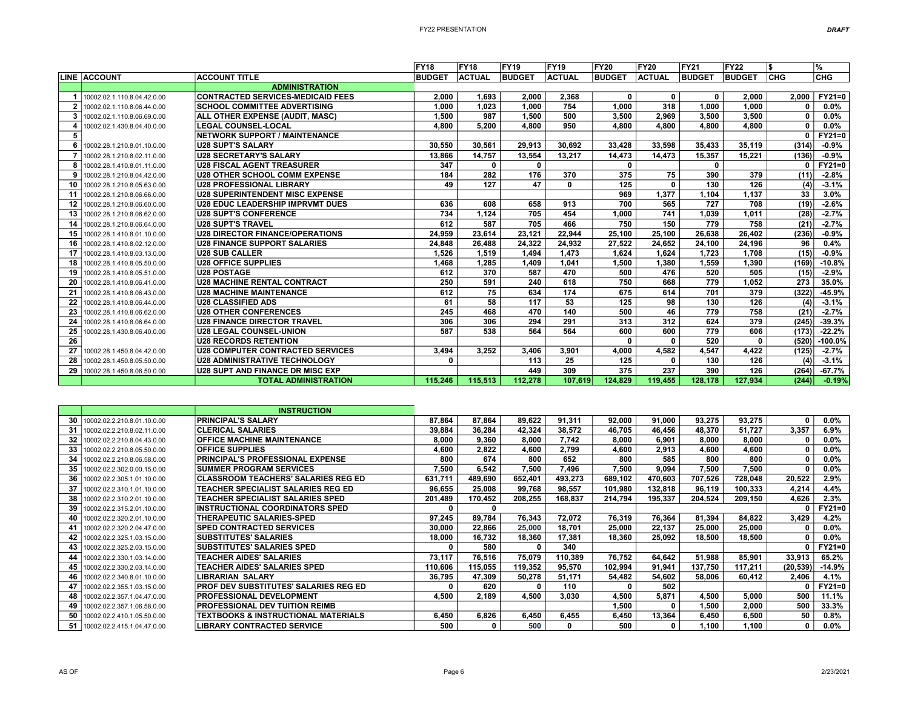| LINE | ACCOUNT | ACCOUNT TITLE | FY18 BUDGET | FY18 ACTUAL | FY19 BUDGET | FY19 ACTUAL | FY20 BUDGET | FY20 ACTUAL | FY21 BUDGET | FY22 BUDGET | $ CHG | % CHG |
|---|---|---|---|---|---|---|---|---|---|---|---|---|
| | | **ADMINISTRATION** | | | | | | | | | | |
| 1 | 10002.02.1.110.8.04.42.0.00 | CONTRACTED SERVICES-MEDICAID FEES | 2,000 | 1,693 | 2,000 | 2,368 | 0 | 0 | 0 | 2,000 | 2,000 | FY21=0 |
| 2 | 10002.02.1.110.8.06.44.0.00 | SCHOOL COMMITTEE ADVERTISING | 1,000 | 1,023 | 1,000 | 754 | 1,000 | 318 | 1,000 | 1,000 | 0 | 0.0% |
| 3 | 10002.02.1.110.8.06.69.0.00 | ALL OTHER EXPENSE (AUDIT, MASC) | 1,500 | 987 | 1,500 | 500 | 3,500 | 2,969 | 3,500 | 3,500 | 0 | 0.0% |
| 4 | 10002.02.1.430.8.04.40.0.00 | LEGAL COUNSEL-LOCAL | 4,800 | 5,200 | 4,800 | 950 | 4,800 | 4,800 | 4,800 | 4,800 | 0 | 0.0% |
| 5 | | NETWORK SUPPORT / MAINTENANCE | | | | | | | | | 0 | FY21=0 |
| 6 | 10002.28.1.210.8.01.10.0.00 | U28 SUPT'S SALARY | 30,550 | 30,561 | 29,913 | 30,692 | 33,428 | 33,598 | 35,433 | 35,119 | (314) | -0.9% |
| 7 | 10002.28.1.210.8.02.11.0.00 | U28 SECRETARY'S SALARY | 13,866 | 14,757 | 13,554 | 13,217 | 14,473 | 14,473 | 15,357 | 15,221 | (136) | -0.9% |
| 8 | 10002.28.1.410.8.01.11.0.00 | U28 FISCAL AGENT TREASURER | 347 | 0 | 0 | | 0 | | 0 | | 0 | FY21=0 |
| 9 | 10002.28.1.210.8.04.42.0.00 | U28 OTHER SCHOOL COMM EXPENSE | 184 | 282 | 176 | 370 | 375 | 75 | 390 | 379 | (11) | -2.8% |
| 10 | 10002.28.1.210.8.05.63.0.00 | U28 PROFESSIONAL LIBRARY | 49 | 127 | 47 | 0 | 125 | 0 | 130 | 126 | (4) | -3.1% |
| 11 | 10002.28.1.210.8.06.66.0.00 | U28 SUPERINTENDENT MISC EXPENSE | | | | | 969 | 1,377 | 1,104 | 1,137 | 33 | 3.0% |
| 12 | 10002.28.1.210.8.06.60.0.00 | U28 EDUC LEADERSHIP IMPRVMT DUES | 636 | 608 | 658 | 913 | 700 | 565 | 727 | 708 | (19) | -2.6% |
| 13 | 10002.28.1.210.8.06.62.0.00 | U28 SUPT'S CONFERENCE | 734 | 1,124 | 705 | 454 | 1,000 | 741 | 1,039 | 1,011 | (28) | -2.7% |
| 14 | 10002.28.1.210.8.06.64.0.00 | U28 SUPT'S TRAVEL | 612 | 587 | 705 | 466 | 750 | 150 | 779 | 758 | (21) | -2.7% |
| 15 | 10002.28.1.410.8.01.10.0.00 | U28 DIRECTOR FINANCE/OPERATIONS | 24,959 | 23,614 | 23,121 | 22,944 | 25,100 | 25,100 | 26,638 | 26,402 | (236) | -0.9% |
| 16 | 10002.28.1.410.8.02.12.0.00 | U28 FINANCE SUPPORT SALARIES | 24,848 | 26,488 | 24,322 | 24,932 | 27,522 | 24,652 | 24,100 | 24,196 | 96 | 0.4% |
| 17 | 10002.28.1.410.8.03.13.0.00 | U28 SUB CALLER | 1,526 | 1,519 | 1,494 | 1,473 | 1,624 | 1,624 | 1,723 | 1,708 | (15) | -0.9% |
| 18 | 10002.28.1.410.8.05.50.0.00 | U28 OFFICE SUPPLIES | 1,468 | 1,285 | 1,409 | 1,041 | 1,500 | 1,380 | 1,559 | 1,390 | (169) | -10.8% |
| 19 | 10002.28.1.410.8.05.51.0.00 | U28 POSTAGE | 612 | 370 | 587 | 470 | 500 | 476 | 520 | 505 | (15) | -2.9% |
| 20 | 10002.28.1.410.8.06.41.0.00 | U28 MACHINE RENTAL CONTRACT | 250 | 591 | 240 | 618 | 750 | 668 | 779 | 1,052 | 273 | 35.0% |
| 21 | 10002.28.1.410.8.06.43.0.00 | U28 MACHINE MAINTENANCE | 612 | 75 | 634 | 174 | 675 | 614 | 701 | 379 | (322) | -45.9% |
| 22 | 10002.28.1.410.8.06.44.0.00 | U28 CLASSIFIED ADS | 61 | 58 | 117 | 53 | 125 | 98 | 130 | 126 | (4) | -3.1% |
| 23 | 10002.28.1.410.8.06.62.0.00 | U28 OTHER CONFERENCES | 245 | 468 | 470 | 140 | 500 | 46 | 779 | 758 | (21) | -2.7% |
| 24 | 10002.28.1.410.8.06.64.0.00 | U28 FINANCE DIRECTOR TRAVEL | 306 | 306 | 294 | 291 | 313 | 312 | 624 | 379 | (245) | -39.3% |
| 25 | 10002.28.1.430.8.06.40.0.00 | U28 LEGAL COUNSEL-UNION | 587 | 538 | 564 | 564 | 600 | 600 | 779 | 606 | (173) | -22.2% |
| 26 | | U28 RECORDS RETENTION | | | | | 0 | 0 | 520 | 0 | (520) | -100.0% |
| 27 | 10002.28.1.450.8.04.42.0.00 | U28 COMPUTER CONTRACTED SERVICES | 3,494 | 3,252 | 3,406 | 3,901 | 4,000 | 4,582 | 4,547 | 4,422 | (125) | -2.7% |
| 28 | 10002.28.1.450.8.05.50.0.00 | U28 ADMINISTRATIVE TECHNOLOGY | 0 | | 113 | 25 | 125 | 0 | 130 | 126 | (4) | -3.1% |
| 29 | 10002.28.1.450.8.06.50.0.00 | U28 SUPT AND FINANCE DR MISC EXP | | | 449 | 309 | 375 | 237 | 390 | 126 | (264) | -67.7% |
| | | **TOTAL ADMINISTRATION** | 115,246 | 115,513 | 112,278 | 107,619 | 124,829 | 119,455 | 128,178 | 127,934 | (244) | -0.19% |

| LINE | ACCOUNT | ACCOUNT TITLE | FY18 BUDGET | FY18 ACTUAL | FY19 BUDGET | FY19 ACTUAL | FY20 BUDGET | FY20 ACTUAL | FY21 BUDGET | FY22 BUDGET | $ CHG | % CHG |
|---|---|---|---|---|---|---|---|---|---|---|---|---|
| | | **INSTRUCTION** | | | | | | | | | | |
| 30 | 10002.02.2.210.8.01.10.0.00 | PRINCIPAL'S SALARY | 87,864 | 87,864 | 89,622 | 91,311 | 92,000 | 91,000 | 93,275 | 93,275 | 0 | 0.0% |
| 31 | 10002.02.2.210.8.02.11.0.00 | CLERICAL SALARIES | 39,884 | 36,284 | 42,324 | 38,572 | 46,705 | 46,456 | 48,370 | 51,727 | 3,357 | 6.9% |
| 32 | 10002.02.2.210.8.04.43.0.00 | OFFICE MACHINE MAINTENANCE | 8,000 | 9,360 | 8,000 | 7,742 | 8,000 | 6,901 | 8,000 | 8,000 | 0 | 0.0% |
| 33 | 10002.02.2.210.8.05.50.0.00 | OFFICE SUPPLIES | 4,600 | 2,822 | 4,600 | 2,799 | 4,600 | 2,913 | 4,600 | 4,600 | 0 | 0.0% |
| 34 | 10002.02.2.210.8.06.58.0.00 | PRINCIPAL'S PROFESSIONAL EXPENSE | 800 | 674 | 800 | 652 | 800 | 585 | 800 | 800 | 0 | 0.0% |
| 35 | 10002.02.2.302.0.00.15.0.00 | SUMMER PROGRAM SERVICES | 7,500 | 6,542 | 7,500 | 7,496 | 7,500 | 9,094 | 7,500 | 7,500 | 0 | 0.0% |
| 36 | 10002.02.2.305.1.01.10.0.00 | CLASSROOM TEACHERS' SALARIES REG ED | 631,711 | 489,690 | 652,401 | 493,273 | 689,102 | 470,603 | 707,526 | 728,048 | 20,522 | 2.9% |
| 37 | 10002.02.2.310.1.01.10.0.00 | TEACHER SPECIALIST SALARIES REG ED | 96,655 | 25,008 | 99,768 | 98,557 | 101,980 | 132,818 | 96,119 | 100,333 | 4,214 | 4.4% |
| 38 | 10002.02.2.310.2.01.10.0.00 | TEACHER SPECIALIST SALARIES SPED | 201,489 | 170,452 | 208,255 | 168,837 | 214,794 | 195,337 | 204,524 | 209,150 | 4,626 | 2.3% |
| 39 | 10002.02.2.315.2.01.10.0.00 | INSTRUCTIONAL COORDINATORS SPED | 0 | 0 | | | | | | | 0 | FY21=0 |
| 40 | 10002.02.2.320.2.01.10.0.00 | THERAPEUTIC SALARIES-SPED | 97,245 | 89,784 | 76,343 | 72,072 | 76,319 | 76,364 | 81,394 | 84,822 | 3,429 | 4.2% |
| 41 | 10002.02.2.320.2.04.47.0.00 | SPED CONTRACTED SERVICES | 30,000 | 22,866 | 25,000 | 18,701 | 25,000 | 22,137 | 25,000 | 25,000 | 0 | 0.0% |
| 42 | 10002.02.2.325.1.03.15.0.00 | SUBSTITUTES' SALARIES | 18,000 | 16,732 | 18,360 | 17,381 | 18,360 | 25,092 | 18,500 | 18,500 | 0 | 0.0% |
| 43 | 10002.02.2.325.2.03.15.0.00 | SUBSTITUTES' SALARIES SPED | 0 | 580 | 0 | 340 | | | | | 0 | FY21=0 |
| 44 | 10002.02.2.330.1.03.14.0.00 | TEACHER AIDES' SALARIES | 73,117 | 76,516 | 75,079 | 110,389 | 76,752 | 64,642 | 51,988 | 85,901 | 33,913 | 65.2% |
| 45 | 10002.02.2.330.2.03.14.0.00 | TEACHER AIDES' SALARIES SPED | 110,606 | 115,055 | 119,352 | 95,570 | 102,994 | 91,941 | 137,750 | 117,211 | (20,539) | -14.9% |
| 46 | 10002.02.2.340.8.01.10.0.00 | LIBRARIAN SALARY | 36,795 | 47,309 | 50,278 | 51,171 | 54,482 | 54,602 | 58,006 | 60,412 | 2,406 | 4.1% |
| 47 | 10002.02.2.355.1.03.15.0.00 | PROF DEV SUBSTITUTES' SALARIES REG ED | 0 | 620 | 0 | 110 | 0 | 502 | | | 0 | FY21=0 |
| 48 | 10002.02.2.357.1.04.47.0.00 | PROFESSIONAL DEVELOPMENT | 4,500 | 2,189 | 4,500 | 3,030 | 4,500 | 5,871 | 4,500 | 5,000 | 500 | 11.1% |
| 49 | 10002.02.2.357.1.06.58.0.00 | PROFESSIONAL DEV TUITION REIMB | | | | | 1,500 | 0 | 1,500 | 2,000 | 500 | 33.3% |
| 50 | 10002.02.2.410.1.05.50.0.00 | TEXTBOOKS & INSTRUCTIONAL MATERIALS | 6,450 | 6,826 | 6,450 | 6,455 | 6,450 | 13,364 | 6,450 | 6,500 | 50 | 0.8% |
| 51 | 10002.02.2.415.1.04.47.0.00 | LIBRARY CONTRACTED SERVICE | 500 | 0 | 500 | 0 | 500 | 0 | 1,100 | 1,100 | 0 | 0.0% |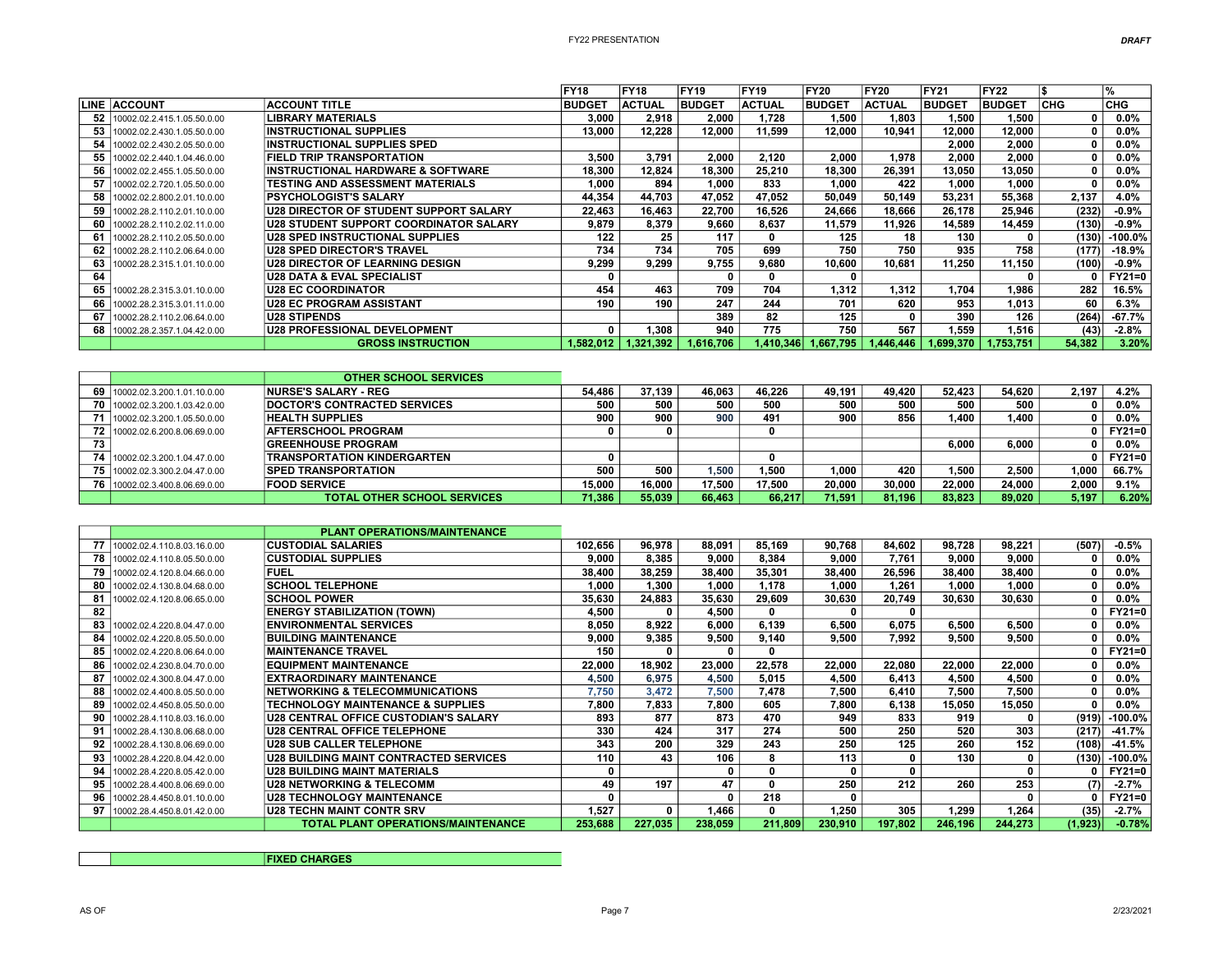| LINE | ACCOUNT | ACCOUNT TITLE | FY18 BUDGET | FY18 ACTUAL | FY19 BUDGET | FY19 ACTUAL | FY20 BUDGET | FY20 ACTUAL | FY21 BUDGET | FY22 BUDGET | $ CHG | % CHG |
|---|---|---|---|---|---|---|---|---|---|---|---|---|
| 52 | 10002.02.2.415.1.05.50.0.00 | **LIBRARY MATERIALS** | 3,000 | 2,918 | 2,000 | 1,728 | 1,500 | 1,803 | 1,500 | 1,500 | 0 | 0.0% |
| 53 | 10002.02.2.430.1.05.50.0.00 | **INSTRUCTIONAL SUPPLIES** | 13,000 | 12,228 | 12,000 | 11,599 | 12,000 | 10,941 | 12,000 | 12,000 | 0 | 0.0% |
| 54 | 10002.02.2.430.2.05.50.0.00 | **INSTRUCTIONAL SUPPLIES SPED** | | | | | | | 2,000 | 2,000 | 0 | 0.0% |
| 55 | 10002.02.2.440.1.04.46.0.00 | **FIELD TRIP TRANSPORTATION** | 3,500 | 3,791 | 2,000 | 2,120 | 2,000 | 1,978 | 2,000 | 2,000 | 0 | 0.0% |
| 56 | 10002.02.2.455.1.05.50.0.00 | **INSTRUCTIONAL HARDWARE & SOFTWARE** | 18,300 | 12,824 | 18,300 | 25,210 | 18,300 | 26,391 | 13,050 | 13,050 | 0 | 0.0% |
| 57 | 10002.02.2.720.1.05.50.0.00 | **TESTING AND ASSESSMENT MATERIALS** | 1,000 | 894 | 1,000 | 833 | 1,000 | 422 | 1,000 | 1,000 | 0 | 0.0% |
| 58 | 10002.02.2.800.2.01.10.0.00 | **PSYCHOLOGIST'S SALARY** | 44,354 | 44,703 | 47,052 | 47,052 | 50,049 | 50,149 | 53,231 | 55,368 | 2,137 | 4.0% |
| 59 | 10002.28.2.110.2.01.10.0.00 | **U28 DIRECTOR OF STUDENT SUPPORT SALARY** | 22,463 | 16,463 | 22,700 | 16,526 | 24,666 | 18,666 | 26,178 | 25,946 | (232) | -0.9% |
| 60 | 10002.28.2.110.2.02.11.0.00 | **U28 STUDENT SUPPORT COORDINATOR SALARY** | 9,879 | 8,379 | 9,660 | 8,637 | 11,579 | 11,926 | 14,589 | 14,459 | (130) | -0.9% |
| 61 | 10002.28.2.110.2.05.50.0.00 | **U28 SPED INSTRUCTIONAL SUPPLIES** | 122 | 25 | 117 | 0 | 125 | 18 | 130 | 0 | (130) | -100.0% |
| 62 | 10002.28.2.110.2.06.64.0.00 | **U28 SPED DIRECTOR'S TRAVEL** | 734 | 734 | 705 | 699 | 750 | 750 | 935 | 758 | (177) | -18.9% |
| 63 | 10002.28.2.315.1.01.10.0.00 | **U28 DIRECTOR OF LEARNING DESIGN** | 9,299 | 9,299 | 9,755 | 9,680 | 10,600 | 10,681 | 11,250 | 11,150 | (100) | -0.9% |
| 64 | | **U28 DATA & EVAL SPECIALIST** | 0 | | 0 | 0 | 0 | | | 0 | 0 | FY21=0 |
| 65 | 10002.28.2.315.3.01.10.0.00 | **U28 EC COORDINATOR** | 454 | 463 | 709 | 704 | 1,312 | 1,312 | 1,704 | 1,986 | 282 | 16.5% |
| 66 | 10002.28.2.315.3.01.11.0.00 | **U28 EC PROGRAM ASSISTANT** | 190 | 190 | 247 | 244 | 701 | 620 | 953 | 1,013 | 60 | 6.3% |
| 67 | 10002.28.2.110.2.06.64.0.00 | **U28 STIPENDS** | | | 389 | 82 | 125 | 0 | 390 | 126 | (264) | -67.7% |
| 68 | 10002.28.2.357.1.04.42.0.00 | **U28 PROFESSIONAL DEVELOPMENT** | 0 | 1,308 | 940 | 775 | 750 | 567 | 1,559 | 1,516 | (43) | -2.8% |
| | | **GROSS INSTRUCTION** | 1,582,012 | 1,321,392 | 1,616,706 | 1,410,346 | 1,667,795 | 1,446,446 | 1,699,370 | 1,753,751 | 54,382 | 3.20% |

| LINE | ACCOUNT | OTHER SCHOOL SERVICES | FY18 BUDGET | FY18 ACTUAL | FY19 BUDGET | FY19 ACTUAL | FY20 BUDGET | FY20 ACTUAL | FY21 BUDGET | FY22 BUDGET | $ CHG | % CHG |
|---|---|---|---|---|---|---|---|---|---|---|---|---|
| 69 | 10002.02.3.200.1.01.10.0.00 | **NURSE'S SALARY - REG** | 54,486 | 37,139 | 46,063 | 46,226 | 49,191 | 49,420 | 52,423 | 54,620 | 2,197 | 4.2% |
| 70 | 10002.02.3.200.1.03.42.0.00 | **DOCTOR'S CONTRACTED SERVICES** | 500 | 500 | 500 | 500 | 500 | 500 | 500 | 500 | 0 | 0.0% |
| 71 | 10002.02.3.200.1.05.50.0.00 | **HEALTH SUPPLIES** | 900 | 900 | 900 | 491 | 900 | 856 | 1,400 | 1,400 | 0 | 0.0% |
| 72 | 10002.02.6.200.8.06.69.0.00 | **AFTERSCHOOL PROGRAM** | 0 | 0 | | 0 | | | | | 0 | FY21=0 |
| 73 | | **GREENHOUSE PROGRAM** | | | | | | | 6,000 | 6,000 | 0 | 0.0% |
| 74 | 10002.02.3.200.1.04.47.0.00 | **TRANSPORTATION KINDERGARTEN** | 0 | | | 0 | | | | | 0 | FY21=0 |
| 75 | 10002.02.3.300.2.04.47.0.00 | **SPED TRANSPORTATION** | 500 | 500 | 1,500 | 1,500 | 1,000 | 420 | 1,500 | 2,500 | 1,000 | 66.7% |
| 76 | 10002.02.3.400.8.06.69.0.00 | **FOOD SERVICE** | 15,000 | 16,000 | 17,500 | 17,500 | 20,000 | 30,000 | 22,000 | 24,000 | 2,000 | 9.1% |
| | | **TOTAL OTHER SCHOOL SERVICES** | 71,386 | 55,039 | 66,463 | 66,217 | 71,591 | 81,196 | 83,823 | 89,020 | 5,197 | 6.20% |

| LINE | ACCOUNT | PLANT OPERATIONS/MAINTENANCE | FY18 BUDGET | FY18 ACTUAL | FY19 BUDGET | FY19 ACTUAL | FY20 BUDGET | FY20 ACTUAL | FY21 BUDGET | FY22 BUDGET | $ CHG | % CHG |
|---|---|---|---|---|---|---|---|---|---|---|---|---|
| 77 | 10002.02.4.110.8.03.16.0.00 | **CUSTODIAL SALARIES** | 102,656 | 96,978 | 88,091 | 85,169 | 90,768 | 84,602 | 98,728 | 98,221 | (507) | -0.5% |
| 78 | 10002.02.4.110.8.05.50.0.00 | **CUSTODIAL SUPPLIES** | 9,000 | 8,385 | 9,000 | 8,384 | 9,000 | 7,761 | 9,000 | 9,000 | 0 | 0.0% |
| 79 | 10002.02.4.120.8.04.66.0.00 | **FUEL** | 38,400 | 38,259 | 38,400 | 35,301 | 38,400 | 26,596 | 38,400 | 38,400 | 0 | 0.0% |
| 80 | 10002.02.4.130.8.04.68.0.00 | **SCHOOL TELEPHONE** | 1,000 | 1,300 | 1,000 | 1,178 | 1,000 | 1,261 | 1,000 | 1,000 | 0 | 0.0% |
| 81 | 10002.02.4.120.8.06.65.0.00 | **SCHOOL POWER** | 35,630 | 24,883 | 35,630 | 29,609 | 30,630 | 20,749 | 30,630 | 30,630 | 0 | 0.0% |
| 82 | | **ENERGY STABILIZATION (TOWN)** | 4,500 | 0 | 4,500 | 0 | 0 | 0 | | | 0 | FY21=0 |
| 83 | 10002.02.4.220.8.04.47.0.00 | **ENVIRONMENTAL SERVICES** | 8,050 | 8,922 | 6,000 | 6,139 | 6,500 | 6,075 | 6,500 | 6,500 | 0 | 0.0% |
| 84 | 10002.02.4.220.8.05.50.0.00 | **BUILDING MAINTENANCE** | 9,000 | 9,385 | 9,500 | 9,140 | 9,500 | 7,992 | 9,500 | 9,500 | 0 | 0.0% |
| 85 | 10002.02.4.220.8.06.64.0.00 | **MAINTENANCE TRAVEL** | 150 | 0 | 0 | 0 | | | | | 0 | FY21=0 |
| 86 | 10002.02.4.230.8.04.70.0.00 | **EQUIPMENT MAINTENANCE** | 22,000 | 18,902 | 23,000 | 22,578 | 22,000 | 22,080 | 22,000 | 22,000 | 0 | 0.0% |
| 87 | 10002.02.4.300.8.04.47.0.00 | **EXTRAORDINARY MAINTENANCE** | 4,500 | 6,975 | 4,500 | 5,015 | 4,500 | 6,413 | 4,500 | 4,500 | 0 | 0.0% |
| 88 | 10002.02.4.400.8.05.50.0.00 | **NETWORKING & TELECOMMUNICATIONS** | 7,750 | 3,472 | 7,500 | 7,478 | 7,500 | 6,410 | 7,500 | 7,500 | 0 | 0.0% |
| 89 | 10002.02.4.450.8.05.50.0.00 | **TECHNOLOGY MAINTENANCE & SUPPLIES** | 7,800 | 7,833 | 7,800 | 605 | 7,800 | 6,138 | 15,050 | 15,050 | 0 | 0.0% |
| 90 | 10002.28.4.110.8.03.16.0.00 | **U28 CENTRAL OFFICE CUSTODIAN'S SALARY** | 893 | 877 | 873 | 470 | 949 | 833 | 919 | 0 | (919) | -100.0% |
| 91 | 10002.28.4.130.8.06.68.0.00 | **U28 CENTRAL OFFICE TELEPHONE** | 330 | 424 | 317 | 274 | 500 | 250 | 520 | 303 | (217) | -41.7% |
| 92 | 10002.28.4.130.8.06.69.0.00 | **U28 SUB CALLER TELEPHONE** | 343 | 200 | 329 | 243 | 250 | 125 | 260 | 152 | (108) | -41.5% |
| 93 | 10002.28.4.220.8.04.42.0.00 | **U28 BUILDING MAINT CONTRACTED SERVICES** | 110 | 43 | 106 | 8 | 113 | 0 | 130 | 0 | (130) | -100.0% |
| 94 | 10002.28.4.220.8.05.42.0.00 | **U28 BUILDING MAINT MATERIALS** | 0 | | 0 | 0 | 0 | 0 | | 0 | 0 | FY21=0 |
| 95 | 10002.28.4.400.8.06.69.0.00 | **U28 NETWORKING & TELECOMM** | 49 | 197 | 47 | 0 | 250 | 212 | 260 | 253 | (7) | -2.7% |
| 96 | 10002.28.4.450.8.01.10.0.00 | **U28 TECHNOLOGY MAINTENANCE** | 0 | | 0 | 218 | 0 | | | 0 | 0 | FY21=0 |
| 97 | 10002.28.4.450.8.01.42.0.00 | **U28 TECHN MAINT CONTR SRV** | 1,527 | 0 | 1,466 | 0 | 1,250 | 305 | 1,299 | 1,264 | (35) | -2.7% |
| | | **TOTAL PLANT OPERATIONS/MAINTENANCE** | 253,688 | 227,035 | 238,059 | 211,809 | 230,910 | 197,802 | 246,196 | 244,273 | (1,923) | -0.78% |

| | | **FIXED CHARGES** |
|---|---|---|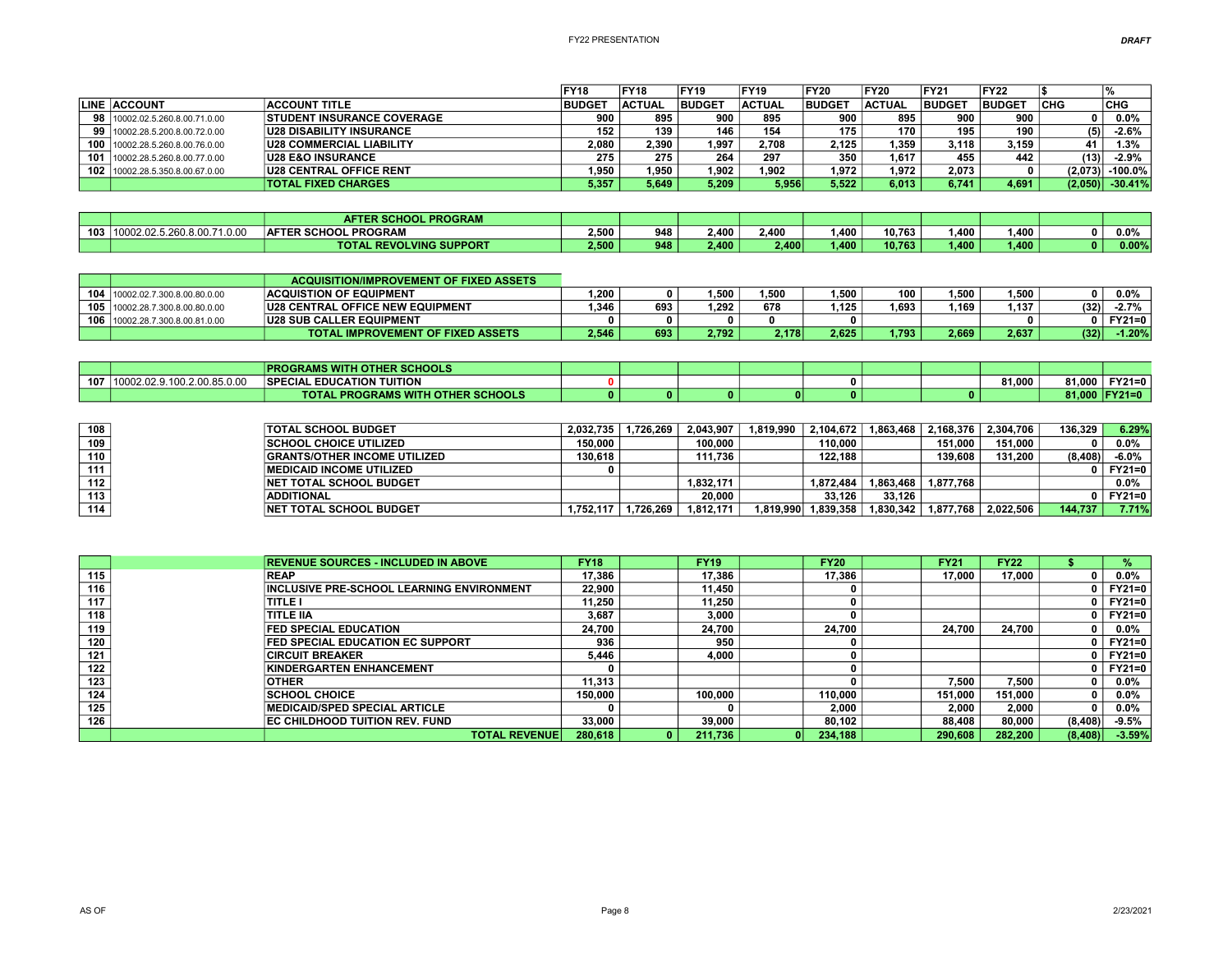| LINE | ACCOUNT | ACCOUNT TITLE | FY18 BUDGET | FY18 ACTUAL | FY19 BUDGET | FY19 ACTUAL | FY20 BUDGET | FY20 ACTUAL | FY21 BUDGET | FY22 BUDGET | $ CHG | % CHG |
|---|---|---|---|---|---|---|---|---|---|---|---|---|
| 98 | 10002.02.5.260.8.00.71.0.00 | STUDENT INSURANCE COVERAGE | 900 | 895 | 900 | 895 | 900 | 895 | 900 | 900 | 0 | 0.0% |
| 99 | 10002.28.5.200.8.00.72.0.00 | U28 DISABILITY INSURANCE | 152 | 139 | 146 | 154 | 175 | 170 | 195 | 190 | (5) | -2.6% |
| 100 | 10002.28.5.260.8.00.76.0.00 | U28 COMMERCIAL LIABILITY | 2,080 | 2,390 | 1,997 | 2,708 | 2,125 | 1,359 | 3,118 | 3,159 | 41 | 1.3% |
| 101 | 10002.28.5.260.8.00.77.0.00 | U28 E&O INSURANCE | 275 | 275 | 264 | 297 | 350 | 1,617 | 455 | 442 | (13) | -2.9% |
| 102 | 10002.28.5.350.8.00.67.0.00 | U28 CENTRAL OFFICE RENT | 1,950 | 1,950 | 1,902 | 1,902 | 1,972 | 1,972 | 2,073 | 0 | (2,073) | -100.0% |
| | | TOTAL FIXED CHARGES | 5,357 | 5,649 | 5,209 | 5,956 | 5,522 | 6,013 | 6,741 | 4,691 | (2,050) | -30.41% |

| LINE | ACCOUNT | ACCOUNT TITLE | FY18 BUDGET | FY18 ACTUAL | FY19 BUDGET | FY19 ACTUAL | FY20 BUDGET | FY20 ACTUAL | FY21 BUDGET | FY22 BUDGET | $ CHG | % CHG |
|---|---|---|---|---|---|---|---|---|---|---|---|---|
| | | AFTER SCHOOL PROGRAM | | | | | | | | | | |
| 103 | 10002.02.5.260.8.00.71.0.00 | AFTER SCHOOL PROGRAM | 2,500 | 948 | 2,400 | 2,400 | 1,400 | 10,763 | 1,400 | 1,400 | 0 | 0.0% |
| | | TOTAL REVOLVING SUPPORT | 2,500 | 948 | 2,400 | 2,400 | 1,400 | 10,763 | 1,400 | 1,400 | 0 | 0.00% |

| LINE | ACCOUNT | ACCOUNT TITLE | FY18 BUDGET | FY18 ACTUAL | FY19 BUDGET | FY19 ACTUAL | FY20 BUDGET | FY20 ACTUAL | FY21 BUDGET | FY22 BUDGET | $ CHG | % CHG |
|---|---|---|---|---|---|---|---|---|---|---|---|---|
| | | ACQUISITION/IMPROVEMENT OF FIXED ASSETS | | | | | | | | | | |
| 104 | 10002.02.7.300.8.00.80.0.00 | ACQUISTION OF EQUIPMENT | 1,200 | 0 | 1,500 | 1,500 | 1,500 | 100 | 1,500 | 1,500 | 0 | 0.0% |
| 105 | 10002.28.7.300.8.00.80.0.00 | U28 CENTRAL OFFICE NEW EQUIPMENT | 1,346 | 693 | 1,292 | 678 | 1,125 | 1,693 | 1,169 | 1,137 | (32) | -2.7% |
| 106 | 10002.28.7.300.8.00.81.0.00 | U28 SUB CALLER EQUIPMENT | 0 | 0 | 0 | 0 | 0 | | | 0 | 0 | FY21=0 |
| | | TOTAL IMPROVEMENT OF FIXED ASSETS | 2,546 | 693 | 2,792 | 2,178 | 2,625 | 1,793 | 2,669 | 2,637 | (32) | -1.20% |

| LINE | ACCOUNT | ACCOUNT TITLE | FY18 BUDGET | FY18 ACTUAL | FY19 BUDGET | FY19 ACTUAL | FY20 BUDGET | FY20 ACTUAL | FY21 BUDGET | FY22 BUDGET | $ CHG | % CHG |
|---|---|---|---|---|---|---|---|---|---|---|---|---|
| | | PROGRAMS WITH OTHER SCHOOLS | | | | | | | | | | |
| 107 | 10002.02.9.100.2.00.85.0.00 | SPECIAL EDUCATION TUITION | 0 | | | | 0 | | | 81,000 | 81,000 | FY21=0 |
| | | TOTAL PROGRAMS WITH OTHER SCHOOLS | 0 | 0 | 0 | 0 | 0 | | 0 | | 81,000 | FY21=0 |

| LINE | | ACCOUNT TITLE | FY18 BUDGET | FY18 ACTUAL | FY19 BUDGET | FY19 ACTUAL | FY20 BUDGET | FY20 ACTUAL | FY21 BUDGET | FY22 BUDGET | $ CHG | % CHG |
|---|---|---|---|---|---|---|---|---|---|---|---|---|
| 108 | | TOTAL SCHOOL BUDGET | 2,032,735 | 1,726,269 | 2,043,907 | 1,819,990 | 2,104,672 | 1,863,468 | 2,168,376 | 2,304,706 | 136,329 | 6.29% |
| 109 | | SCHOOL CHOICE UTILIZED | 150,000 | | 100,000 | | 110,000 | | 151,000 | 151,000 | 0 | 0.0% |
| 110 | | GRANTS/OTHER INCOME UTILIZED | 130,618 | | 111,736 | | 122,188 | | 139,608 | 131,200 | (8,408) | -6.0% |
| 111 | | MEDICAID INCOME UTILIZED | 0 | | | | | | | | 0 | FY21=0 |
| 112 | | NET TOTAL SCHOOL BUDGET | | | 1,832,171 | | 1,872,484 | 1,863,468 | 1,877,768 | | | 0.0% |
| 113 | | ADDITIONAL | | | 20,000 | | 33,126 | 33,126 | | | 0 | FY21=0 |
| 114 | | NET TOTAL SCHOOL BUDGET | 1,752,117 | 1,726,269 | 1,812,171 | 1,819,990 | 1,839,358 | 1,830,342 | 1,877,768 | 2,022,506 | 144,737 | 7.71% |

| LINE | | REVENUE SOURCES - INCLUDED IN ABOVE | FY18 | | FY19 | | FY20 | | FY21 | FY22 | $ | % |
|---|---|---|---|---|---|---|---|---|---|---|---|---|
| 115 | | REAP | 17,386 | | 17,386 | | 17,386 | | 17,000 | 17,000 | 0 | 0.0% |
| 116 | | INCLUSIVE PRE-SCHOOL LEARNING ENVIRONMENT | 22,900 | | 11,450 | | 0 | | | | 0 | FY21=0 |
| 117 | | TITLE I | 11,250 | | 11,250 | | 0 | | | | 0 | FY21=0 |
| 118 | | TITLE IIA | 3,687 | | 3,000 | | 0 | | | | 0 | FY21=0 |
| 119 | | FED SPECIAL EDUCATION | 24,700 | | 24,700 | | 24,700 | | 24,700 | 24,700 | 0 | 0.0% |
| 120 | | FED SPECIAL EDUCATION EC SUPPORT | 936 | | 950 | | 0 | | | | 0 | FY21=0 |
| 121 | | CIRCUIT BREAKER | 5,446 | | 4,000 | | 0 | | | | 0 | FY21=0 |
| 122 | | KINDERGARTEN ENHANCEMENT | 0 | | | | 0 | | | | 0 | FY21=0 |
| 123 | | OTHER | 11,313 | | | | 0 | | 7,500 | 7,500 | 0 | 0.0% |
| 124 | | SCHOOL CHOICE | 150,000 | | 100,000 | | 110,000 | | 151,000 | 151,000 | 0 | 0.0% |
| 125 | | MEDICAID/SPED SPECIAL ARTICLE | 0 | | 0 | | 2,000 | | 2,000 | 2,000 | 0 | 0.0% |
| 126 | | EC CHILDHOOD TUITION REV. FUND | 33,000 | | 39,000 | | 80,102 | | 88,408 | 80,000 | (8,408) | -9.5% |
| | | TOTAL REVENUE | 280,618 | 0 | 211,736 | 0 | 234,188 | | 290,608 | 282,200 | (8,408) | -3.59% |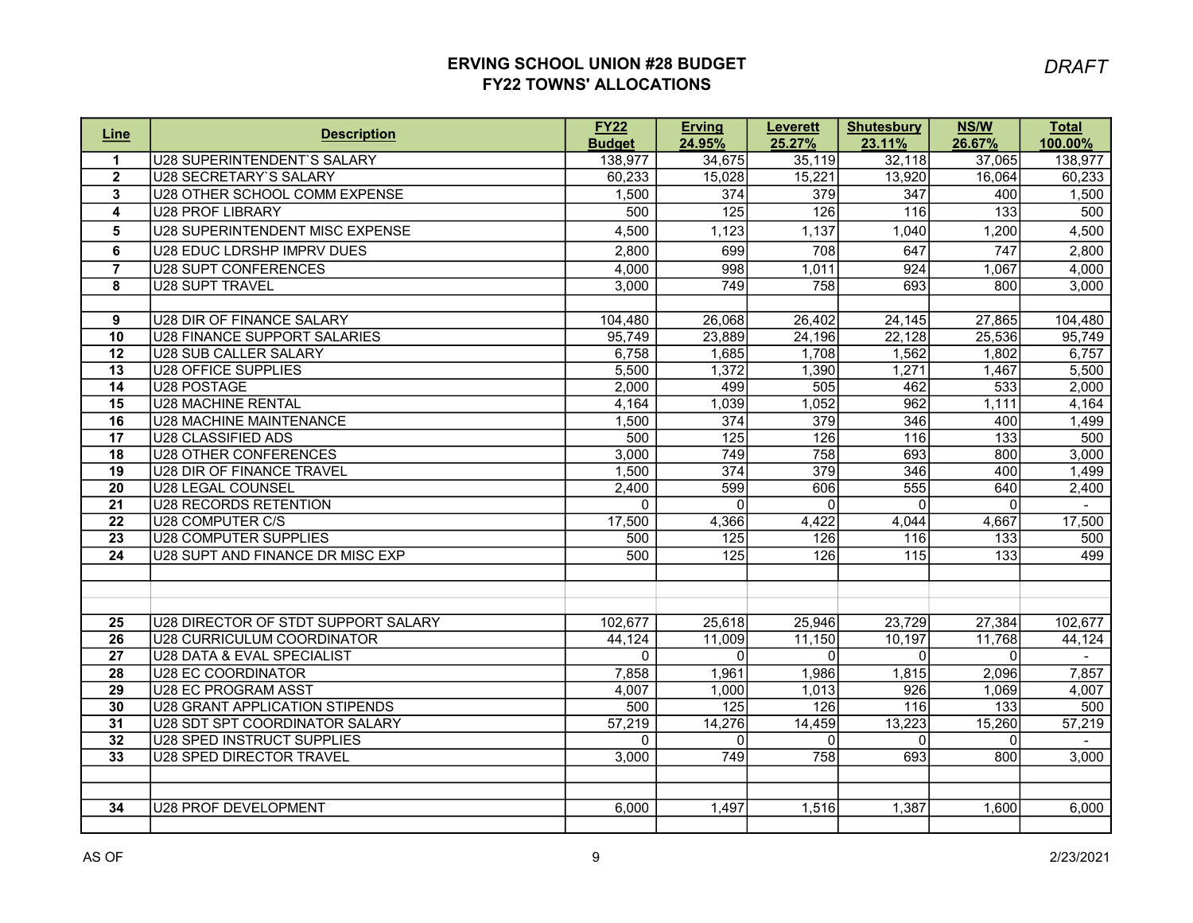# ERVING SCHOOL UNION #28 BUDGET
## FY22 TOWNS' ALLOCATIONS

*DRAFT*

| Line | Description | FY22 Budget | Erving 24.95% | Leverett 25.27% | Shutesbury 23.11% | NS/W 26.67% | Total 100.00% |
|---|---|---|---|---|---|---|---|
| 1 | U28 SUPERINTENDENT`S SALARY | 138,977 | 34,675 | 35,119 | 32,118 | 37,065 | 138,977 |
| 2 | U28 SECRETARY`S SALARY | 60,233 | 15,028 | 15,221 | 13,920 | 16,064 | 60,233 |
| 3 | U28 OTHER SCHOOL COMM EXPENSE | 1,500 | 374 | 379 | 347 | 400 | 1,500 |
| 4 | U28 PROF LIBRARY | 500 | 125 | 126 | 116 | 133 | 500 |
| 5 | U28 SUPERINTENDENT MISC EXPENSE | 4,500 | 1,123 | 1,137 | 1,040 | 1,200 | 4,500 |
| 6 | U28 EDUC LDRSHP IMPRV DUES | 2,800 | 699 | 708 | 647 | 747 | 2,800 |
| 7 | U28 SUPT CONFERENCES | 4,000 | 998 | 1,011 | 924 | 1,067 | 4,000 |
| 8 | U28 SUPT TRAVEL | 3,000 | 749 | 758 | 693 | 800 | 3,000 |
| | | | | | | | |
| 9 | U28 DIR OF FINANCE SALARY | 104,480 | 26,068 | 26,402 | 24,145 | 27,865 | 104,480 |
| 10 | U28 FINANCE SUPPORT SALARIES | 95,749 | 23,889 | 24,196 | 22,128 | 25,536 | 95,749 |
| 12 | U28 SUB CALLER SALARY | 6,758 | 1,685 | 1,708 | 1,562 | 1,802 | 6,757 |
| 13 | U28 OFFICE SUPPLIES | 5,500 | 1,372 | 1,390 | 1,271 | 1,467 | 5,500 |
| 14 | U28 POSTAGE | 2,000 | 499 | 505 | 462 | 533 | 2,000 |
| 15 | U28 MACHINE RENTAL | 4,164 | 1,039 | 1,052 | 962 | 1,111 | 4,164 |
| 16 | U28 MACHINE MAINTENANCE | 1,500 | 374 | 379 | 346 | 400 | 1,499 |
| 17 | U28 CLASSIFIED ADS | 500 | 125 | 126 | 116 | 133 | 500 |
| 18 | U28 OTHER CONFERENCES | 3,000 | 749 | 758 | 693 | 800 | 3,000 |
| 19 | U28 DIR OF FINANCE TRAVEL | 1,500 | 374 | 379 | 346 | 400 | 1,499 |
| 20 | U28 LEGAL COUNSEL | 2,400 | 599 | 606 | 555 | 640 | 2,400 |
| 21 | U28 RECORDS RETENTION | 0 | 0 | 0 | 0 | 0 | - |
| 22 | U28 COMPUTER C/S | 17,500 | 4,366 | 4,422 | 4,044 | 4,667 | 17,500 |
| 23 | U28 COMPUTER SUPPLIES | 500 | 125 | 126 | 116 | 133 | 500 |
| 24 | U28 SUPT AND FINANCE DR MISC EXP | 500 | 125 | 126 | 115 | 133 | 499 |
| | | | | | | | |
| | | | | | | | |
| | | | | | | | |
| 25 | U28 DIRECTOR OF STDT SUPPORT SALARY | 102,677 | 25,618 | 25,946 | 23,729 | 27,384 | 102,677 |
| 26 | U28 CURRICULUM COORDINATOR | 44,124 | 11,009 | 11,150 | 10,197 | 11,768 | 44,124 |
| 27 | U28 DATA & EVAL SPECIALIST | 0 | 0 | 0 | 0 | 0 | - |
| 28 | U28 EC COORDINATOR | 7,858 | 1,961 | 1,986 | 1,815 | 2,096 | 7,857 |
| 29 | U28 EC PROGRAM ASST | 4,007 | 1,000 | 1,013 | 926 | 1,069 | 4,007 |
| 30 | U28 GRANT APPLICATION STIPENDS | 500 | 125 | 126 | 116 | 133 | 500 |
| 31 | U28 SDT SPT COORDINATOR SALARY | 57,219 | 14,276 | 14,459 | 13,223 | 15,260 | 57,219 |
| 32 | U28 SPED INSTRUCT SUPPLIES | 0 | 0 | 0 | 0 | 0 | - |
| 33 | U28 SPED DIRECTOR TRAVEL | 3,000 | 749 | 758 | 693 | 800 | 3,000 |
| | | | | | | | |
| | | | | | | | |
| 34 | U28 PROF DEVELOPMENT | 6,000 | 1,497 | 1,516 | 1,387 | 1,600 | 6,000 |
| | | | | | | | |

AS OF 2/23/2021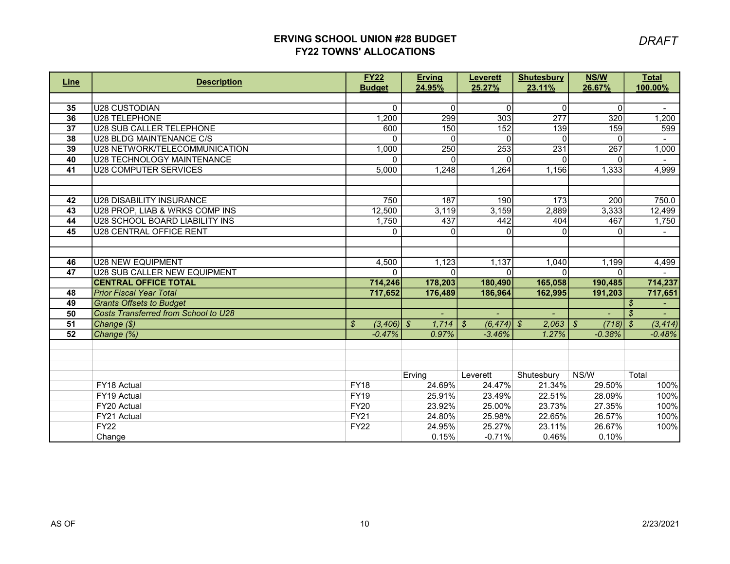# ERVING SCHOOL UNION #28 BUDGET
## FY22 TOWNS' ALLOCATIONS

*DRAFT*

| Line | Description | FY22 Budget | Erving 24.95% | Leverett 25.27% | Shutesbury 23.11% | NS/W 26.67% | Total 100.00% |
|---|---|---|---|---|---|---|---|
| | | | | | | | |
| 35 | U28 CUSTODIAN | 0 | 0 | 0 | 0 | 0 | - |
| 36 | U28 TELEPHONE | 1,200 | 299 | 303 | 277 | 320 | 1,200 |
| 37 | U28 SUB CALLER TELEPHONE | 600 | 150 | 152 | 139 | 159 | 599 |
| 38 | U28 BLDG MAINTENANCE C/S | 0 | 0 | 0 | 0 | 0 | - |
| 39 | U28 NETWORK/TELECOMMUNICATION | 1,000 | 250 | 253 | 231 | 267 | 1,000 |
| 40 | U28 TECHNOLOGY MAINTENANCE | 0 | 0 | 0 | 0 | 0 | - |
| 41 | U28 COMPUTER SERVICES | 5,000 | 1,248 | 1,264 | 1,156 | 1,333 | 4,999 |
| | | | | | | | |
| | | | | | | | |
| 42 | U28 DISABILITY INSURANCE | 750 | 187 | 190 | 173 | 200 | 750.0 |
| 43 | U28 PROP, LIAB & WRKS COMP INS | 12,500 | 3,119 | 3,159 | 2,889 | 3,333 | 12,499 |
| 44 | U28 SCHOOL BOARD LIABILITY INS | 1,750 | 437 | 442 | 404 | 467 | 1,750 |
| 45 | U28 CENTRAL OFFICE RENT | 0 | 0 | 0 | 0 | 0 | - |
| | | | | | | | |
| | | | | | | | |
| 46 | U28 NEW EQUIPMENT | 4,500 | 1,123 | 1,137 | 1,040 | 1,199 | 4,499 |
| 47 | U28 SUB CALLER NEW EQUIPMENT | 0 | 0 | 0 | 0 | 0 | - |
| | **CENTRAL OFFICE TOTAL** | **714,246** | **178,203** | **180,490** | **165,058** | **190,485** | **714,237** |
| 48 | *Prior Fiscal Year Total* | **717,652** | **176,489** | **186,964** | **162,995** | **191,203** | **717,651** |
| 49 | *Grants Offsets to Budget* | | | | | | $ - |
| 50 | *Costs Transferred from School to U28* | | - | - | - | - | $ - |
| 51 | *Change ($)* | *$ (3,406)* | *$ 1,714* | *$ (6,474)* | *$ 2,063* | *$ (718)* | *$ (3,414)* |
| 52 | *Change (%)* | *-0.47%* | *0.97%* | *-3.46%* | *1.27%* | *-0.38%* | *-0.48%* |
| | | | | | | | |
| | | | | | | | |
| | | | | | | | |
| | | | Erving | Leverett | Shutesbury | NS/W | Total |
| | FY18 Actual | FY18 | 24.69% | 24.47% | 21.34% | 29.50% | 100% |
| | FY19 Actual | FY19 | 25.91% | 23.49% | 22.51% | 28.09% | 100% |
| | FY20 Actual | FY20 | 23.92% | 25.00% | 23.73% | 27.35% | 100% |
| | FY21 Actual | FY21 | 24.80% | 25.98% | 22.65% | 26.57% | 100% |
| | FY22 | FY22 | 24.95% | 25.27% | 23.11% | 26.67% | 100% |
| | Change | | 0.15% | -0.71% | 0.46% | 0.10% | |

AS OF 2/23/2021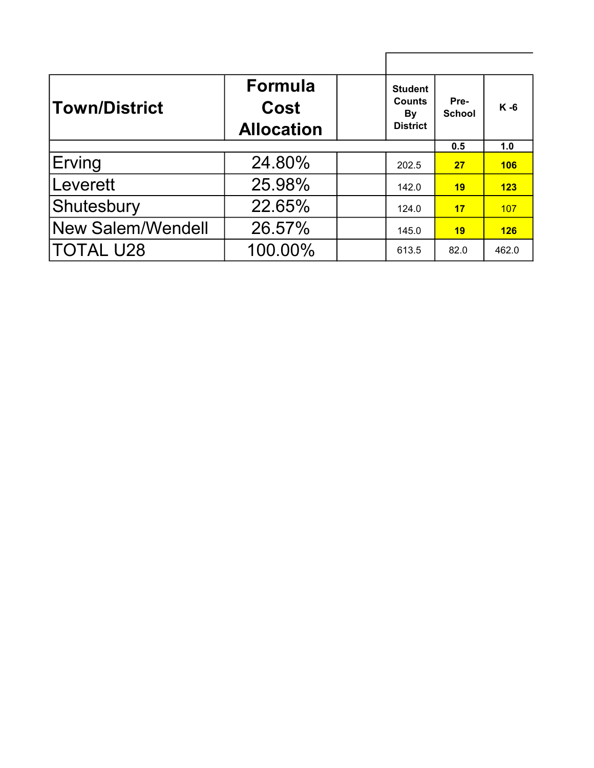| Town/District | Formula Cost Allocation | | Student Counts By District | Pre-School | K -6 |
|---|---|---|---|---|---|
| | | | | 0.5 | 1.0 |
| Erving | 24.80% | | 202.5 | 27 | 106 |
| Leverett | 25.98% | | 142.0 | 19 | 123 |
| Shutesbury | 22.65% | | 124.0 | 17 | 107 |
| New Salem/Wendell | 26.57% | | 145.0 | 19 | 126 |
| TOTAL U28 | 100.00% | | 613.5 | 82.0 | 462.0 |